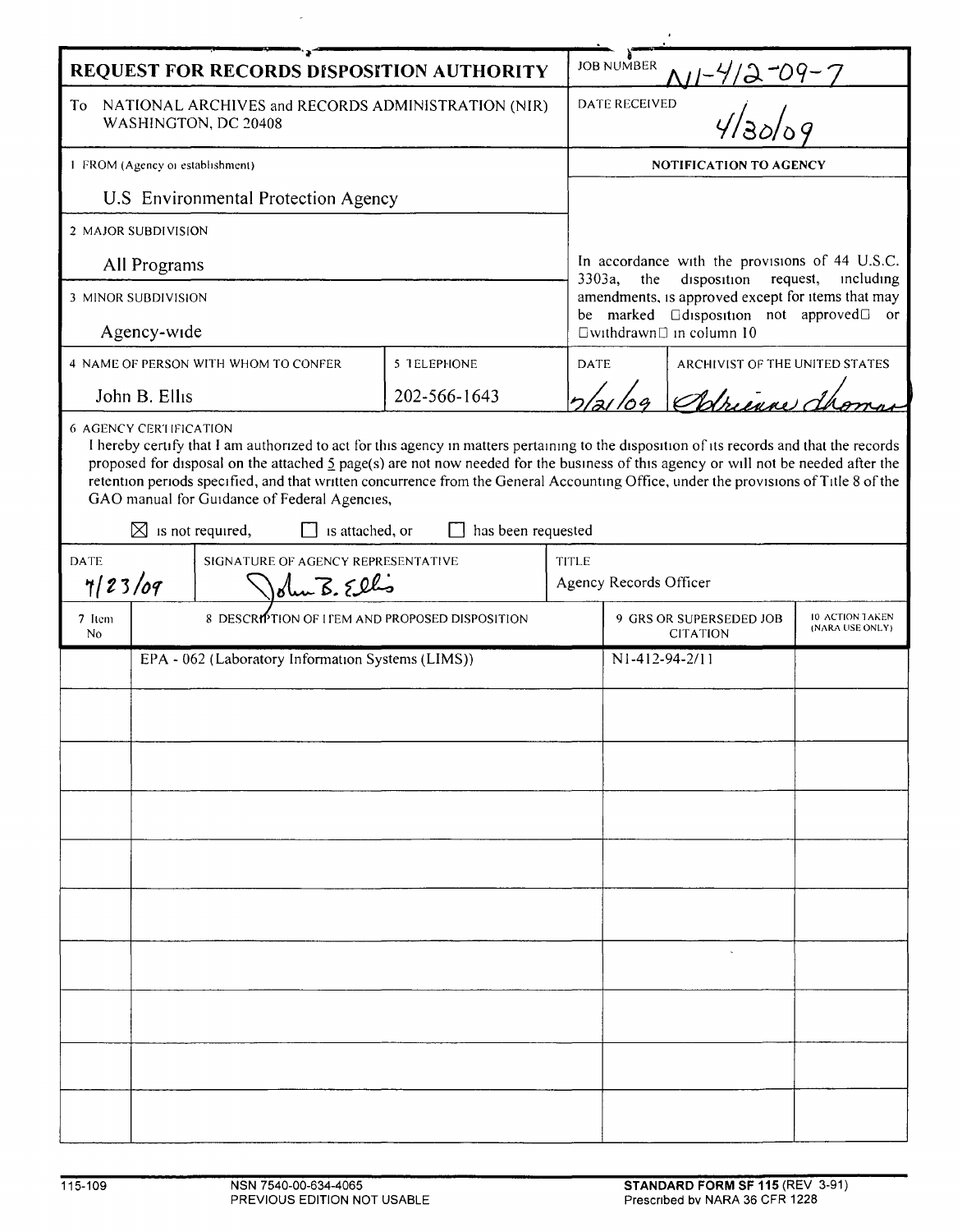# REQUEST FOR RECORDS DISPOSITION AUTHORITY

**JOB NUMBER** N1-412-09-7

**DATE RECEIVED** 4/30/09

To NATIONAL ARCHIVES and RECORDS ADMINISTRATION (NIR) WASHINGTON, DC 20408

1 FROM (Agency or establishment)

U.S Environmental Protection Agency

2 MAJOR SUBDIVISION

All Programs

3 MINOR SUBDIVISION

Agency-wide

4 NAME OF PERSON WITH WHOM TO CONFER

John B. Ellis

5 TELEPHONE

202-566-1643

**NOTIFICATION TO AGENCY**

In accordance with the provisions of 44 U.S.C. 3303a, the disposition request, including amendments, is approved except for items that may be marked "disposition not approved" or "withdrawn" in column 10

DATE 7/21/09

ARCHIVIST OF THE UNITED STATES Adrienne Thomas

6 AGENCY CERTIFICATION

I hereby certify that I am authorized to act for this agency in matters pertaining to the disposition of its records and that the records proposed for disposal on the attached 5 page(s) are not now needed for the business of this agency or will not be needed after the retention periods specified, and that written concurrence from the General Accounting Office, under the provisions of Title 8 of the GAO manual for Guidance of Federal Agencies,

☒ is not required, ☐ is attached, or ☐ has been requested

DATE 7/23/09

SIGNATURE OF AGENCY REPRESENTATIVE John B. Ellis

TITLE Agency Records Officer

| 7 Item No | 8 DESCRIPTION OF ITEM AND PROPOSED DISPOSITION | 9 GRS OR SUPERSEDED JOB CITATION | 10 ACTION TAKEN (NARA USE ONLY) |
|---|---|---|---|
| | EPA - 062 (Laboratory Information Systems (LIMS)) | N1-412-94-2/11 | |

115-109 NSN 7540-00-634-4065 PREVIOUS EDITION NOT USABLE

**STANDARD FORM SF 115** (REV 3-91) Prescribed by NARA 36 CFR 1228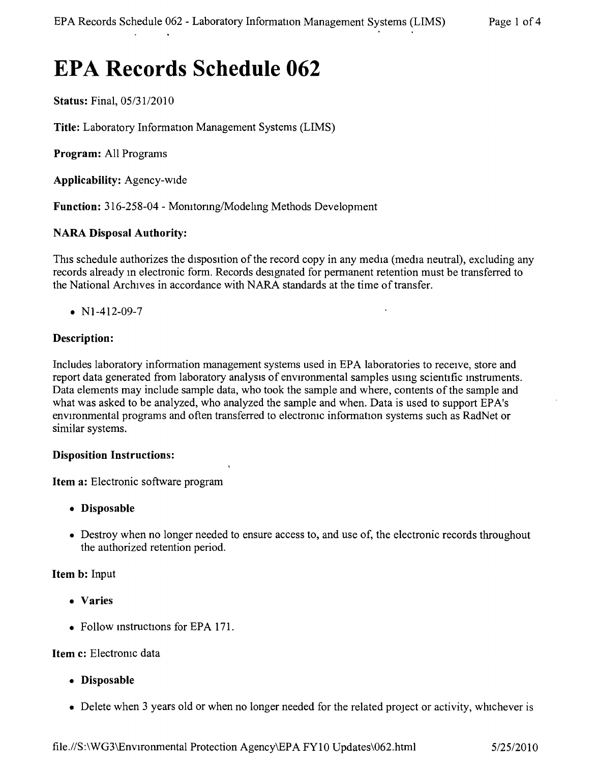# EPA Records Schedule 062

**Status:** Final, 05/31/2010

**Title:** Laboratory Information Management Systems (LIMS)

**Program:** All Programs

**Applicability:** Agency-wide

**Function:** 316-258-04 - Monitoring/Modeling Methods Development

**NARA Disposal Authority:**

This schedule authorizes the disposition of the record copy in any media (media neutral), excluding any records already in electronic form. Records designated for permanent retention must be transferred to the National Archives in accordance with NARA standards at the time of transfer.

- N1-412-09-7

**Description:**

Includes laboratory information management systems used in EPA laboratories to receive, store and report data generated from laboratory analysis of environmental samples using scientific instruments. Data elements may include sample data, who took the sample and where, contents of the sample and what was asked to be analyzed, who analyzed the sample and when. Data is used to support EPA's environmental programs and often transferred to electronic information systems such as RadNet or similar systems.

**Disposition Instructions:**

**Item a:** Electronic software program

- **Disposable**
- Destroy when no longer needed to ensure access to, and use of, the electronic records throughout the authorized retention period.

**Item b:** Input

- **Varies**
- Follow instructions for EPA 171.

**Item c:** Electronic data

- **Disposable**
- Delete when 3 years old or when no longer needed for the related project or activity, whichever is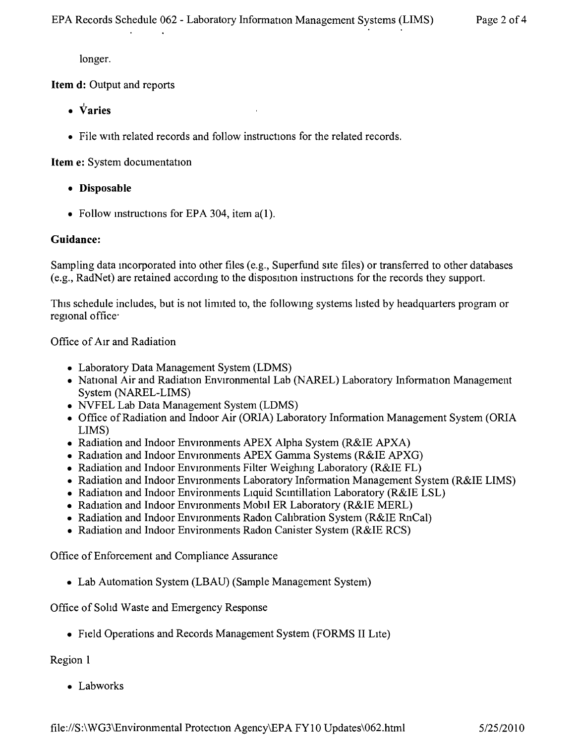longer.

**Item d:** Output and reports

- **Varies**
- File with related records and follow instructions for the related records.

**Item e:** System documentation

- **Disposable**
- Follow instructions for EPA 304, item a(1).

**Guidance:**

Sampling data incorporated into other files (e.g., Superfund site files) or transferred to other databases (e.g., RadNet) are retained according to the disposition instructions for the records they support.

This schedule includes, but is not limited to, the following systems listed by headquarters program or regional office:

Office of Air and Radiation

- Laboratory Data Management System (LDMS)
- National Air and Radiation Environmental Lab (NAREL) Laboratory Information Management System (NAREL-LIMS)
- NVFEL Lab Data Management System (LDMS)
- Office of Radiation and Indoor Air (ORIA) Laboratory Information Management System (ORIA LIMS)
- Radiation and Indoor Environments APEX Alpha System (R&IE APXA)
- Radiation and Indoor Environments APEX Gamma Systems (R&IE APXG)
- Radiation and Indoor Environments Filter Weighing Laboratory (R&IE FL)
- Radiation and Indoor Environments Laboratory Information Management System (R&IE LIMS)
- Radiation and Indoor Environments Liquid Scintillation Laboratory (R&IE LSL)
- Radiation and Indoor Environments Mobil ER Laboratory (R&IE MERL)
- Radiation and Indoor Environments Radon Calibration System (R&IE RnCal)
- Radiation and Indoor Environments Radon Canister System (R&IE RCS)

Office of Enforcement and Compliance Assurance

- Lab Automation System (LBAU) (Sample Management System)

Office of Solid Waste and Emergency Response

- Field Operations and Records Management System (FORMS II Lite)

Region 1

- Labworks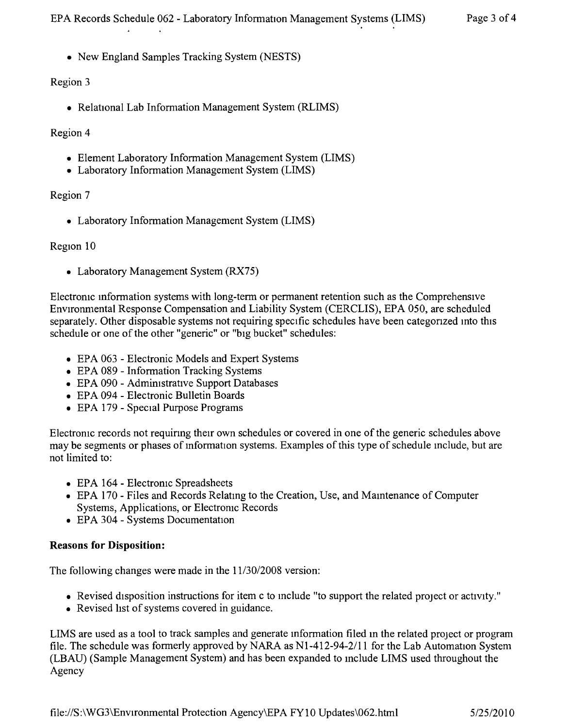- New England Samples Tracking System (NESTS)

Region 3

- Relational Lab Information Management System (RLIMS)

Region 4

- Element Laboratory Information Management System (LIMS)
- Laboratory Information Management System (LIMS)

Region 7

- Laboratory Information Management System (LIMS)

Region 10

- Laboratory Management System (RX75)

Electronic information systems with long-term or permanent retention such as the Comprehensive Environmental Response Compensation and Liability System (CERCLIS), EPA 050, are scheduled separately. Other disposable systems not requiring specific schedules have been categorized into this schedule or one of the other "generic" or "big bucket" schedules:

- EPA 063 - Electronic Models and Expert Systems
- EPA 089 - Information Tracking Systems
- EPA 090 - Administrative Support Databases
- EPA 094 - Electronic Bulletin Boards
- EPA 179 - Special Purpose Programs

Electronic records not requiring their own schedules or covered in one of the generic schedules above may be segments or phases of information systems. Examples of this type of schedule include, but are not limited to:

- EPA 164 - Electronic Spreadsheets
- EPA 170 - Files and Records Relating to the Creation, Use, and Maintenance of Computer Systems, Applications, or Electronic Records
- EPA 304 - Systems Documentation

**Reasons for Disposition:**

The following changes were made in the 11/30/2008 version:

- Revised disposition instructions for item c to include "to support the related project or activity."
- Revised list of systems covered in guidance.

LIMS are used as a tool to track samples and generate information filed in the related project or program file. The schedule was formerly approved by NARA as N1-412-94-2/11 for the Lab Automation System (LBAU) (Sample Management System) and has been expanded to include LIMS used throughout the Agency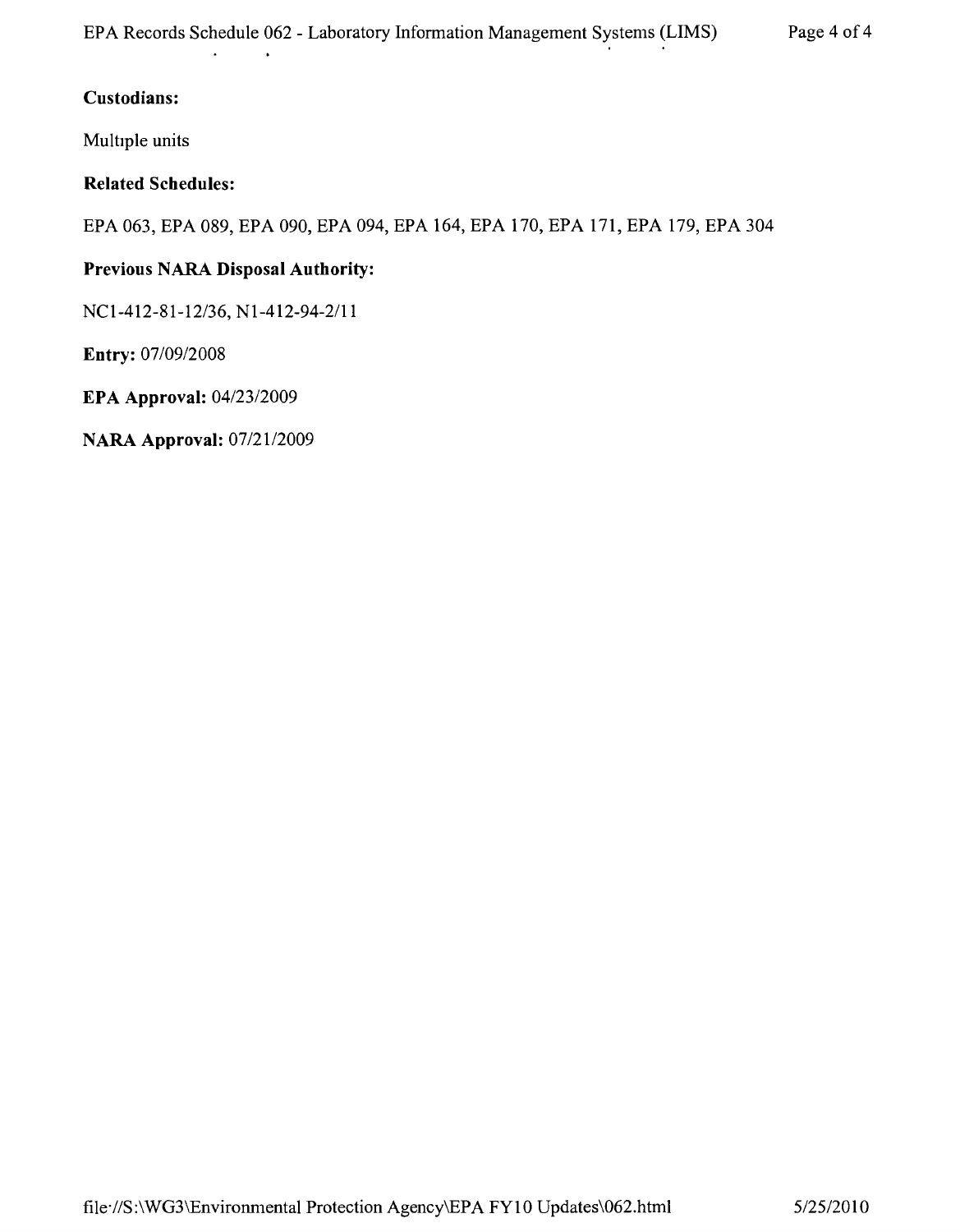**Custodians:**

Multiple units

**Related Schedules:**

EPA 063, EPA 089, EPA 090, EPA 094, EPA 164, EPA 170, EPA 171, EPA 179, EPA 304

**Previous NARA Disposal Authority:**

NC1-412-81-12/36, N1-412-94-2/11

**Entry:** 07/09/2008

**EPA Approval:** 04/23/2009

**NARA Approval:** 07/21/2009